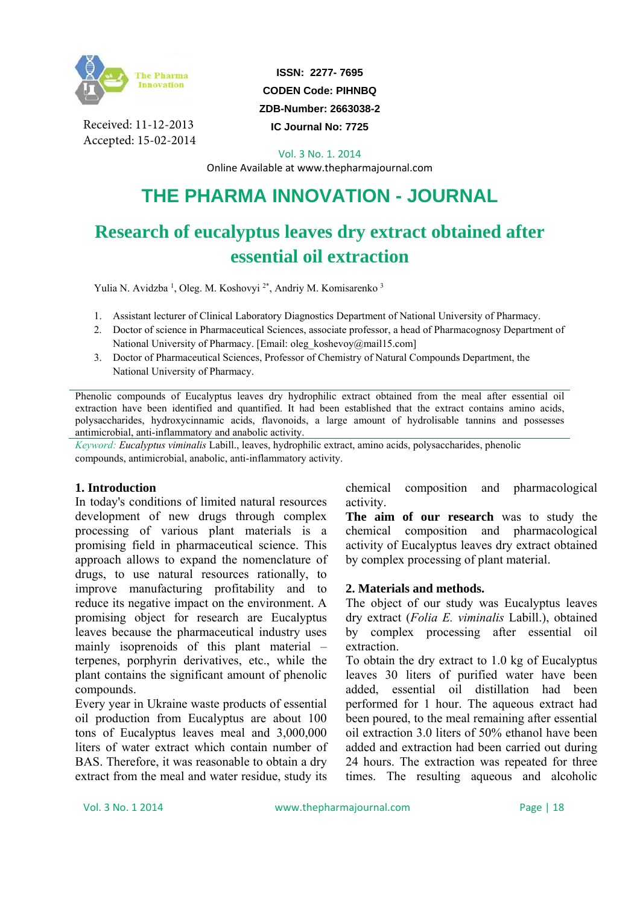Received: 11-12-2013
Accepted: 15-02-2014

**ISSN: 2277- 7695**
**CODEN Code: PIHNBQ**
**ZDB-Number: 2663038-2**
**IC Journal No: 7725**

Vol. 3 No. 1. 2014
Online Available at www.thepharmajournal.com

# THE PHARMA INNOVATION - JOURNAL

# Research of eucalyptus leaves dry extract obtained after essential oil extraction

Yulia N. Avidzba [1], Oleg. M. Koshovyi [2*], Andriy M. Komisarenko [3]

1. Assistant lecturer of Clinical Laboratory Diagnostics Department of National University of Pharmacy.
2. Doctor of science in Pharmaceutical Sciences, associate professor, a head of Pharmacognosy Department of National University of Pharmacy. [Email: oleg_koshevoy@mail15.com]
3. Doctor of Pharmaceutical Sciences, Professor of Chemistry of Natural Compounds Department, the National University of Pharmacy.

Phenolic compounds of Eucalyptus leaves dry hydrophilic extract obtained from the meal after essential oil extraction have been identified and quantified. It had been established that the extract contains amino acids, polysaccharides, hydroxycinnamic acids, flavonoids, a large amount of hydrolisable tannins and possesses antimicrobial, anti-inflammatory and anabolic activity.

*Keyword: Eucalyptus viminalis* Labill., leaves, hydrophilic extract, amino acids, polysaccharides, phenolic compounds, antimicrobial, anabolic, anti-inflammatory activity.

## 1. Introduction

In today's conditions of limited natural resources development of new drugs through complex processing of various plant materials is a promising field in pharmaceutical science. This approach allows to expand the nomenclature of drugs, to use natural resources rationally, to improve manufacturing profitability and to reduce its negative impact on the environment. A promising object for research are Eucalyptus leaves because the pharmaceutical industry uses mainly isoprenoids of this plant material – terpenes, porphyrin derivatives, etc., while the plant contains the significant amount of phenolic compounds.

Every year in Ukraine waste products of essential oil production from Eucalyptus are about 100 tons of Eucalyptus leaves meal and 3,000,000 liters of water extract which contain number of BAS. Therefore, it was reasonable to obtain a dry extract from the meal and water residue, study its chemical composition and pharmacological activity.

**The aim of our research** was to study the chemical composition and pharmacological activity of Eucalyptus leaves dry extract obtained by complex processing of plant material.

## 2. Materials and methods.

The object of our study was Eucalyptus leaves dry extract (*Folia E. viminalis* Labill.), obtained by complex processing after essential oil extraction.

To obtain the dry extract to 1.0 kg of Eucalyptus leaves 30 liters of purified water have been added, essential oil distillation had been performed for 1 hour. The aqueous extract had been poured, to the meal remaining after essential oil extraction 3.0 liters of 50% ethanol have been added and extraction had been carried out during 24 hours. The extraction was repeated for three times. The resulting aqueous and alcoholic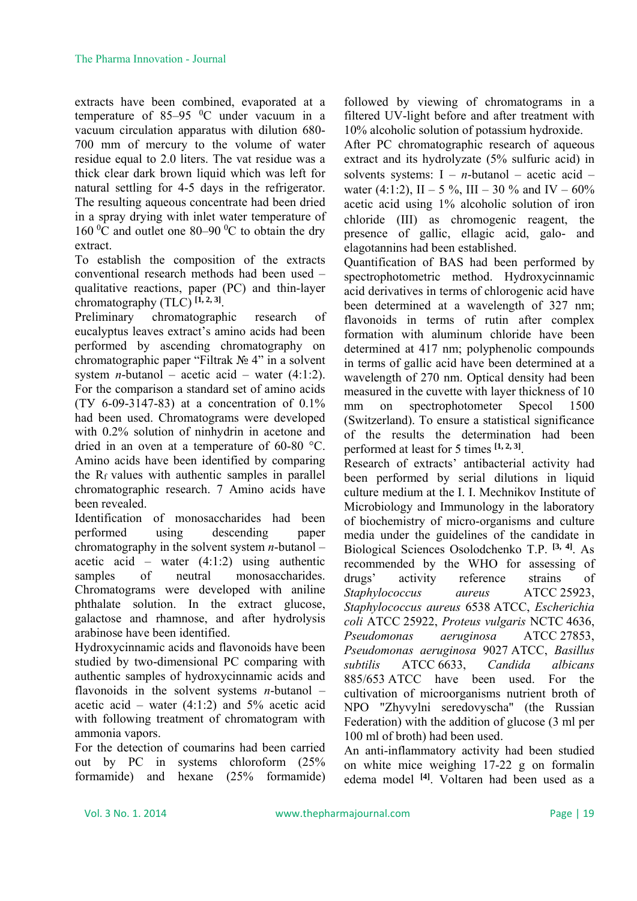extracts have been combined, evaporated at a temperature of 85–95 $^0$C under vacuum in a vacuum circulation apparatus with dilution 680-700 mm of mercury to the volume of water residue equal to 2.0 liters. The vat residue was a thick clear dark brown liquid which was left for natural settling for 4-5 days in the refrigerator. The resulting aqueous concentrate had been dried in a spray drying with inlet water temperature of 160 $^0$C and outlet one 80–90 $^0$C to obtain the dry extract.

To establish the composition of the extracts conventional research methods had been used – qualitative reactions, paper (PC) and thin-layer chromatography (TLC) [1, 2, 3].

Preliminary chromatographic research of eucalyptus leaves extract's amino acids had been performed by ascending chromatography on chromatographic paper "Filtrak № 4" in a solvent system *n*-butanol – acetic acid – water (4:1:2). For the comparison a standard set of amino acids (ТУ 6-09-3147-83) at a concentration of 0.1% had been used. Chromatograms were developed with 0.2% solution of ninhydrin in acetone and dried in an oven at a temperature of 60-80 °C. Amino acids have been identified by comparing the $R_f$ values with authentic samples in parallel chromatographic research. 7 Amino acids have been revealed.

Identification of monosaccharides had been performed using descending paper chromatography in the solvent system *n*-butanol – acetic acid – water (4:1:2) using authentic samples of neutral monosaccharides. Chromatograms were developed with aniline phthalate solution. In the extract glucose, galactose and rhamnose, and after hydrolysis arabinose have been identified.

Hydroxycinnamic acids and flavonoids have been studied by two-dimensional PC comparing with authentic samples of hydroxycinnamic acids and flavonoids in the solvent systems *n*-butanol – acetic acid – water (4:1:2) and 5% acetic acid with following treatment of chromatogram with ammonia vapors.

For the detection of coumarins had been carried out by PC in systems chloroform (25% formamide) and hexane (25% formamide) followed by viewing of chromatograms in a filtered UV-light before and after treatment with 10% alcoholic solution of potassium hydroxide.

After PC chromatographic research of aqueous extract and its hydrolyzate (5% sulfuric acid) in solvents systems: I – *n*-butanol – acetic acid – water (4:1:2), II – 5 %, III – 30 % and IV – 60% acetic acid using 1% alcoholic solution of iron chloride (III) as chromogenic reagent, the presence of gallic, ellagic acid, galo- and elagotannins had been established.

Quantification of BAS had been performed by spectrophotometric method. Hydroxycinnamic acid derivatives in terms of chlorogenic acid have been determined at a wavelength of 327 nm; flavonoids in terms of rutin after complex formation with aluminum chloride have been determined at 417 nm; polyphenolic compounds in terms of gallic acid have been determined at a wavelength of 270 nm. Optical density had been measured in the cuvette with layer thickness of 10 mm on spectrophotometer Specol 1500 (Switzerland). To ensure a statistical significance of the results the determination had been performed at least for 5 times [1, 2, 3].

Research of extracts' antibacterial activity had been performed by serial dilutions in liquid culture medium at the I. I. Mechnikov Institute of Microbiology and Immunology in the laboratory of biochemistry of micro-organisms and culture media under the guidelines of the candidate in Biological Sciences Osolodchenko T.P. [3, 4]. As recommended by the WHO for assessing of drugs' activity reference strains of *Staphylococcus aureus* ATCC 25923, *Staphylococcus aureus* 6538 ATCC, *Escherichia coli* ATCC 25922, *Proteus vulgaris* NCTC 4636, *Pseudomonas aeruginosa* ATCC 27853, *Pseudomonas aeruginosa* 9027 ATCC, *Basillus subtilis* ATCC 6633, *Candida albicans* 885/653 ATCC have been used. For the cultivation of microorganisms nutrient broth of NPO "Zhyvylni seredovyscha" (the Russian Federation) with the addition of glucose (3 ml per 100 ml of broth) had been used.

An anti-inflammatory activity had been studied on white mice weighing 17-22 g on formalin edema model [4]. Voltaren had been used as a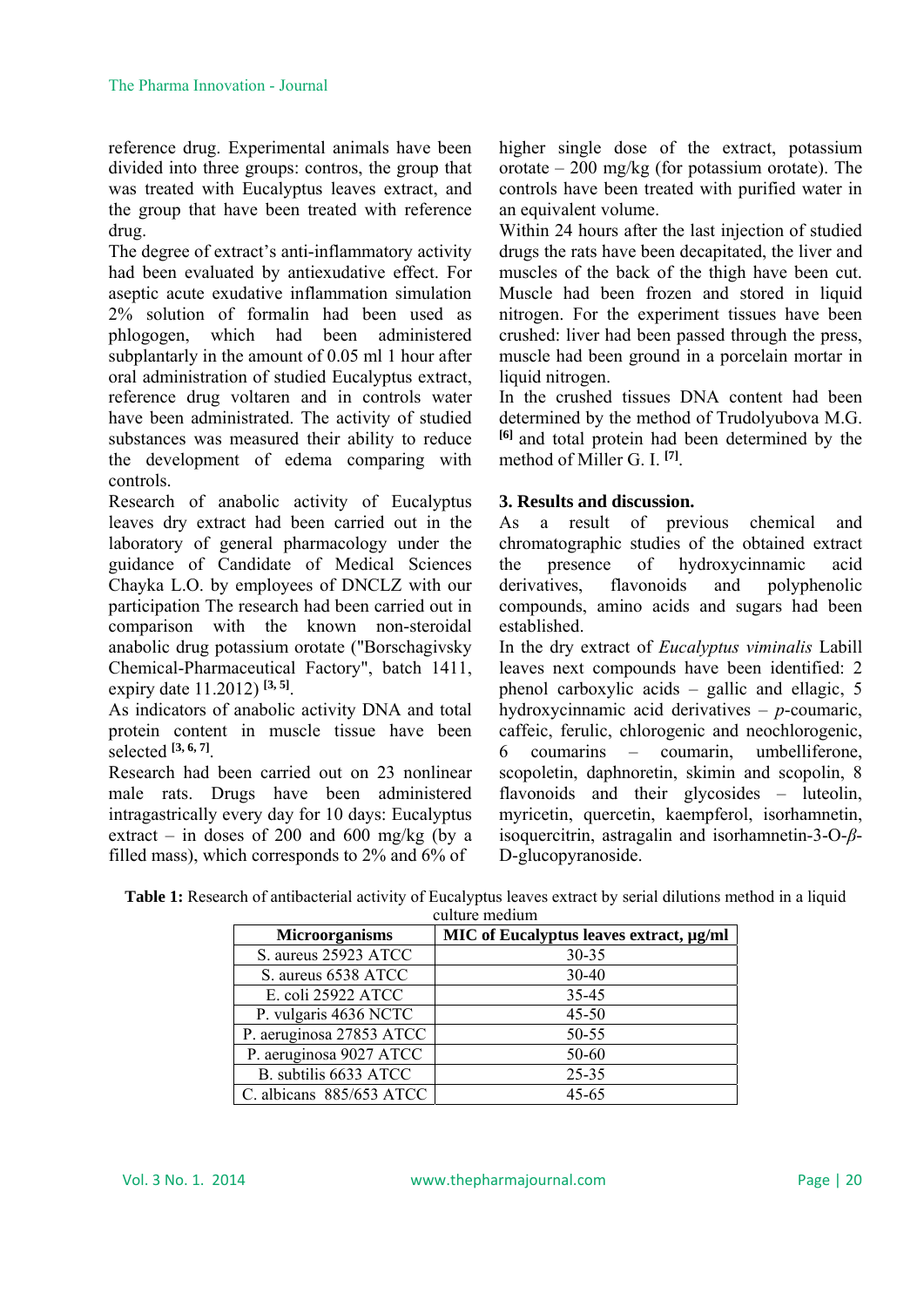reference drug. Experimental animals have been divided into three groups: contros, the group that was treated with Eucalyptus leaves extract, and the group that have been treated with reference drug.

The degree of extract's anti-inflammatory activity had been evaluated by antiexudative effect. For aseptic acute exudative inflammation simulation 2% solution of formalin had been used as phlogogen, which had been administered subplantarly in the amount of 0.05 ml 1 hour after oral administration of studied Eucalyptus extract, reference drug voltaren and in controls water have been administrated. The activity of studied substances was measured their ability to reduce the development of edema comparing with controls.

Research of anabolic activity of Eucalyptus leaves dry extract had been carried out in the laboratory of general pharmacology under the guidance of Candidate of Medical Sciences Chayka L.O. by employees of DNCLZ with our participation The research had been carried out in comparison with the known non-steroidal anabolic drug potassium orotate ("Borschagivsky Chemical-Pharmaceutical Factory", batch 1411, expiry date 11.2012) [3, 5].

As indicators of anabolic activity DNA and total protein content in muscle tissue have been selected [3, 6, 7].

Research had been carried out on 23 nonlinear male rats. Drugs have been administered intragastrically every day for 10 days: Eucalyptus extract – in doses of 200 and 600 mg/kg (by a filled mass), which corresponds to 2% and 6% of higher single dose of the extract, potassium orotate – 200 mg/kg (for potassium orotate). The controls have been treated with purified water in an equivalent volume.

Within 24 hours after the last injection of studied drugs the rats have been decapitated, the liver and muscles of the back of the thigh have been cut. Muscle had been frozen and stored in liquid nitrogen. For the experiment tissues have been crushed: liver had been passed through the press, muscle had been ground in a porcelain mortar in liquid nitrogen.

In the crushed tissues DNA content had been determined by the method of Trudolyubova M.G. [6] and total protein had been determined by the method of Miller G. I. [7].

## 3. Results and discussion.

As a result of previous chemical and chromatographic studies of the obtained extract the presence of hydroxycinnamic acid derivatives, flavonoids and polyphenolic compounds, amino acids and sugars had been established.

In the dry extract of *Eucalyptus viminalis* Labill leaves next compounds have been identified: 2 phenol carboxylic acids – gallic and ellagic, 5 hydroxycinnamic acid derivatives – *p*-coumaric, caffeic, ferulic, chlorogenic and neochlorogenic, 6 coumarins – coumarin, umbelliferone, scopoletin, daphnoretin, skimin and scopolin, 8 flavonoids and their glycosides – luteolin, myricetin, quercetin, kaempferol, isorhamnetin, isoquercitrin, astragalin and isorhamnetin-3-O-*β*-D-glucopyranoside.

**Table 1:** Research of antibacterial activity of Eucalyptus leaves extract by serial dilutions method in a liquid culture medium

| Microorganisms | MIC of Eucalyptus leaves extract, μg/ml |
|---|---|
| S. aureus 25923 ATCC | 30-35 |
| S. aureus 6538 ATCC | 30-40 |
| E. coli 25922 ATCC | 35-45 |
| P. vulgaris 4636 NCTC | 45-50 |
| P. aeruginosa 27853 ATCC | 50-55 |
| P. aeruginosa 9027 ATCC | 50-60 |
| B. subtilis 6633 ATCC | 25-35 |
| C. albicans 885/653 ATCC | 45-65 |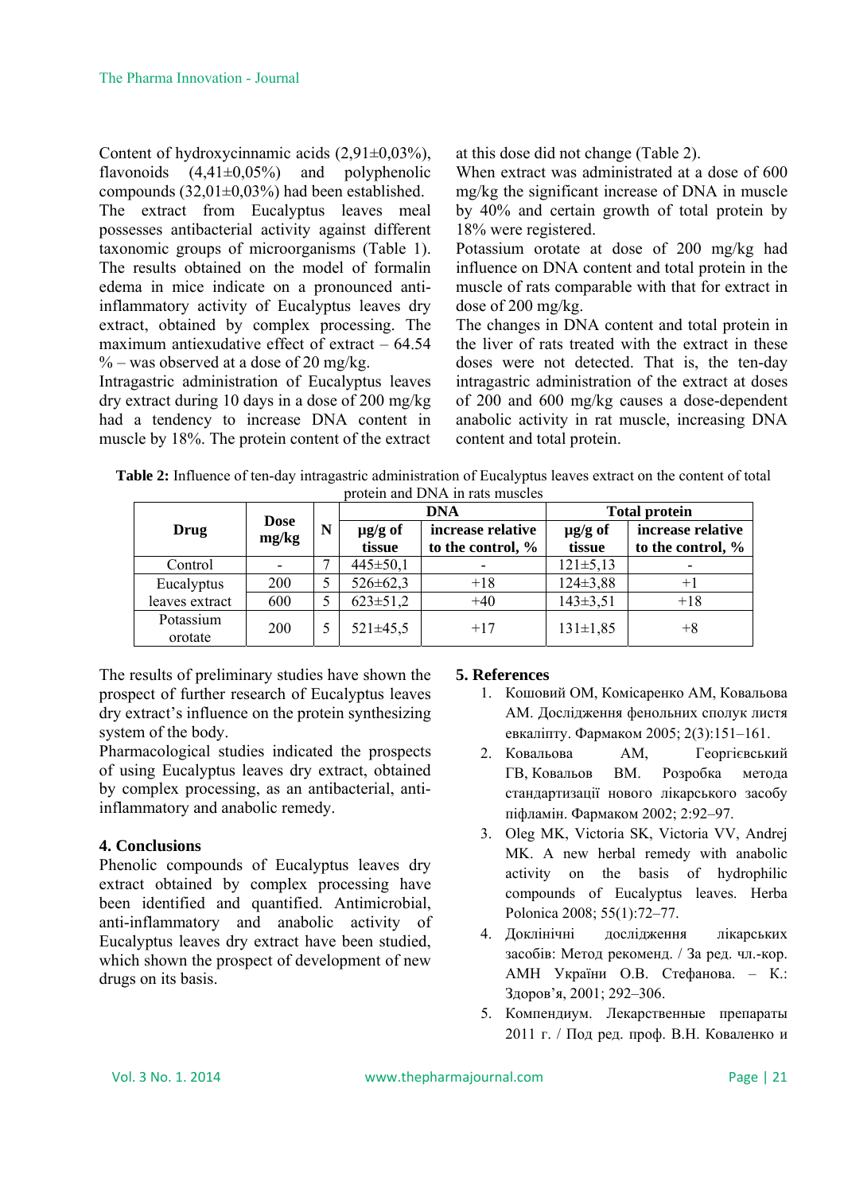Content of hydroxycinnamic acids (2,91±0,03%), flavonoids (4,41±0,05%) and polyphenolic compounds (32,01±0,03%) had been established.

The extract from Eucalyptus leaves meal possesses antibacterial activity against different taxonomic groups of microorganisms (Table 1).

The results obtained on the model of formalin edema in mice indicate on a pronounced anti-inflammatory activity of Eucalyptus leaves dry extract, obtained by complex processing. The maximum antiexudative effect of extract – 64.54 % – was observed at a dose of 20 mg/kg.

Intragastric administration of Eucalyptus leaves dry extract during 10 days in a dose of 200 mg/kg had a tendency to increase DNA content in muscle by 18%. The protein content of the extract at this dose did not change (Table 2).

When extract was administrated at a dose of 600 mg/kg the significant increase of DNA in muscle by 40% and certain growth of total protein by 18% were registered.

Potassium orotate at dose of 200 mg/kg had influence on DNA content and total protein in the muscle of rats comparable with that for extract in dose of 200 mg/kg.

The changes in DNA content and total protein in the liver of rats treated with the extract in these doses were not detected. That is, the ten-day intragastric administration of the extract at doses of 200 and 600 mg/kg causes a dose-dependent anabolic activity in rat muscle, increasing DNA content and total protein.

**Table 2:** Influence of ten-day intragastric administration of Eucalyptus leaves extract on the content of total protein and DNA in rats muscles

| Drug | Dose mg/kg | N | DNA | | Total protein | |
|---|---|---|---|---|---|---|
| | | | µg/g of tissue | increase relative to the control, % | µg/g of tissue | increase relative to the control, % |
| Control | - | 7 | 445±50,1 | - | 121±5,13 | - |
| Eucalyptus leaves extract | 200 | 5 | 526±62,3 | +18 | 124±3,88 | +1 |
| | 600 | 5 | 623±51,2 | +40 | 143±3,51 | +18 |
| Potassium orotate | 200 | 5 | 521±45,5 | +17 | 131±1,85 | +8 |

The results of preliminary studies have shown the prospect of further research of Eucalyptus leaves dry extract's influence on the protein synthesizing system of the body.

Pharmacological studies indicated the prospects of using Eucalyptus leaves dry extract, obtained by complex processing, as an antibacterial, anti-inflammatory and anabolic remedy.

## 4. Conclusions

Phenolic compounds of Eucalyptus leaves dry extract obtained by complex processing have been identified and quantified. Antimicrobial, anti-inflammatory and anabolic activity of Eucalyptus leaves dry extract have been studied, which shown the prospect of development of new drugs on its basis.

## 5. References

1. Кошовий ОМ, Комісаренко АМ, Ковальова АМ. Дослідження фенольних сполук листя евкаліпту. Фармаком 2005; 2(3):151–161.
2. Ковальова АМ, Георгієвський ГВ, Ковальов ВМ. Розробка метода стандартизації нового лікарського засобу піфламін. Фармаком 2002; 2:92–97.
3. Oleg MK, Victoria SK, Victoria VV, Andrej MK. A new herbal remedy with anabolic activity on the basis of hydrophilic compounds of Eucalyptus leaves. Herba Polonica 2008; 55(1):72–77.
4. Доклінічні дослідження лікарських засобів: Метод рекоменд. / За ред. чл.-кор. АМН України О.В. Стефанова. – К.: Здоров'я, 2001; 292–306.
5. Компендиум. Лекарственные препараты 2011 г. / Под ред. проф. В.Н. Коваленко и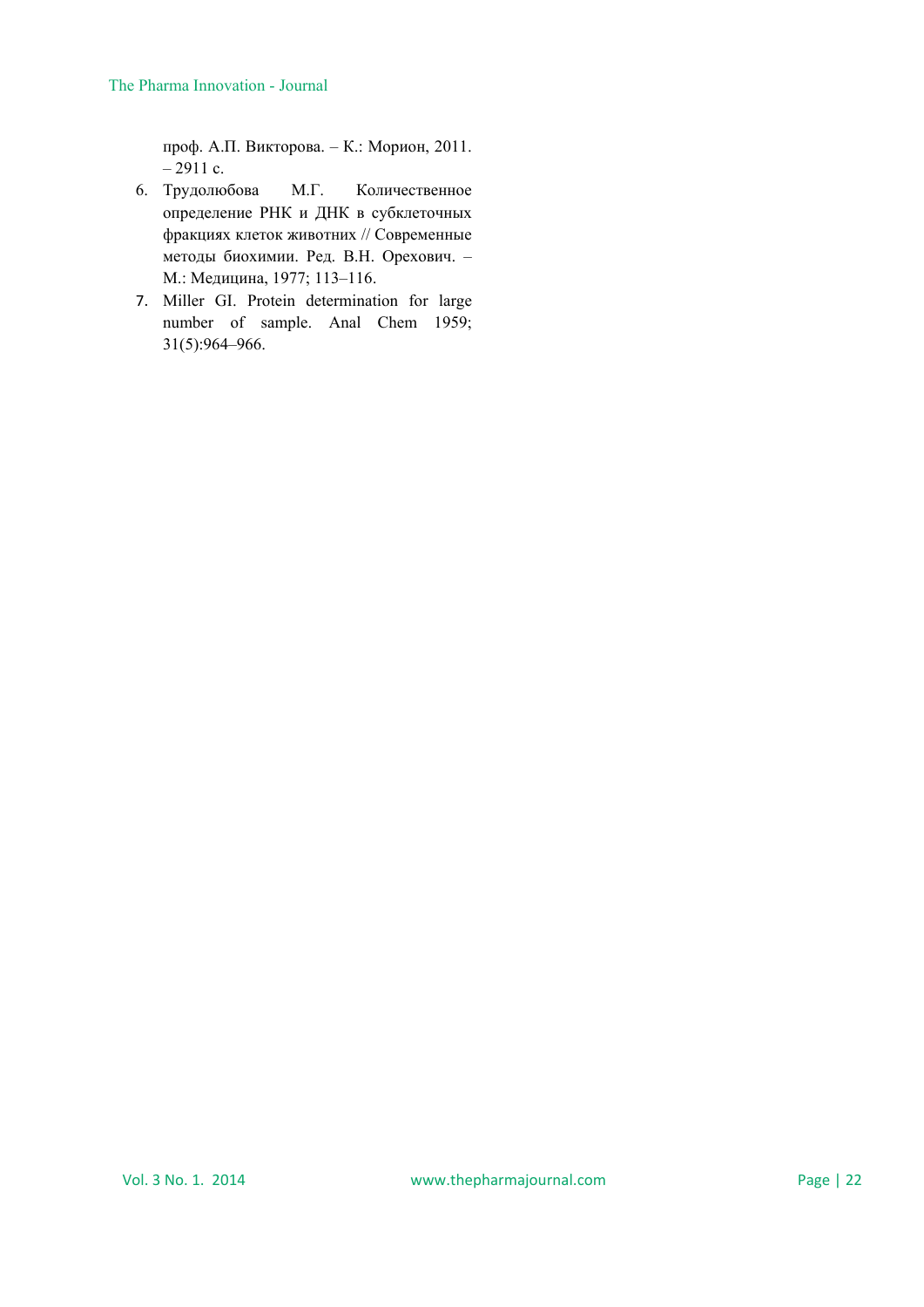проф. А.П. Викторова. – К.: Морион, 2011. – 2911 с.

6. Трудолюбова М.Г. Количественное определение РНК и ДНК в субклеточных фракциях клеток животних // Современные методы биохимии. Ред. В.Н. Орехович. – М.: Медицина, 1977; 113–116.
7. Miller GI. Protein determination for large number of sample. Anal Chem 1959; 31(5):964–966.